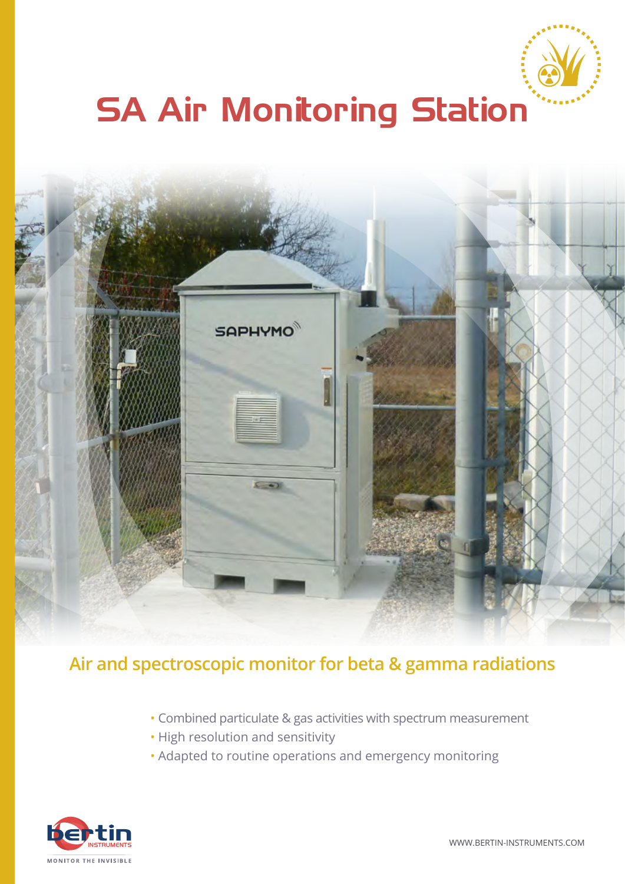# SA Air Monitoring Station

## Air and spectroscopic monitor for beta & gamma radiations

- Combined particulate & gas activities with spectrum measurement
- High resolution and sensitivity
- Adapted to routine operations and emergency monitoring

bertin INSTRUMENTS

MONITOR THE INVISIBLE

WWW.BERTIN-INSTRUMENTS.COM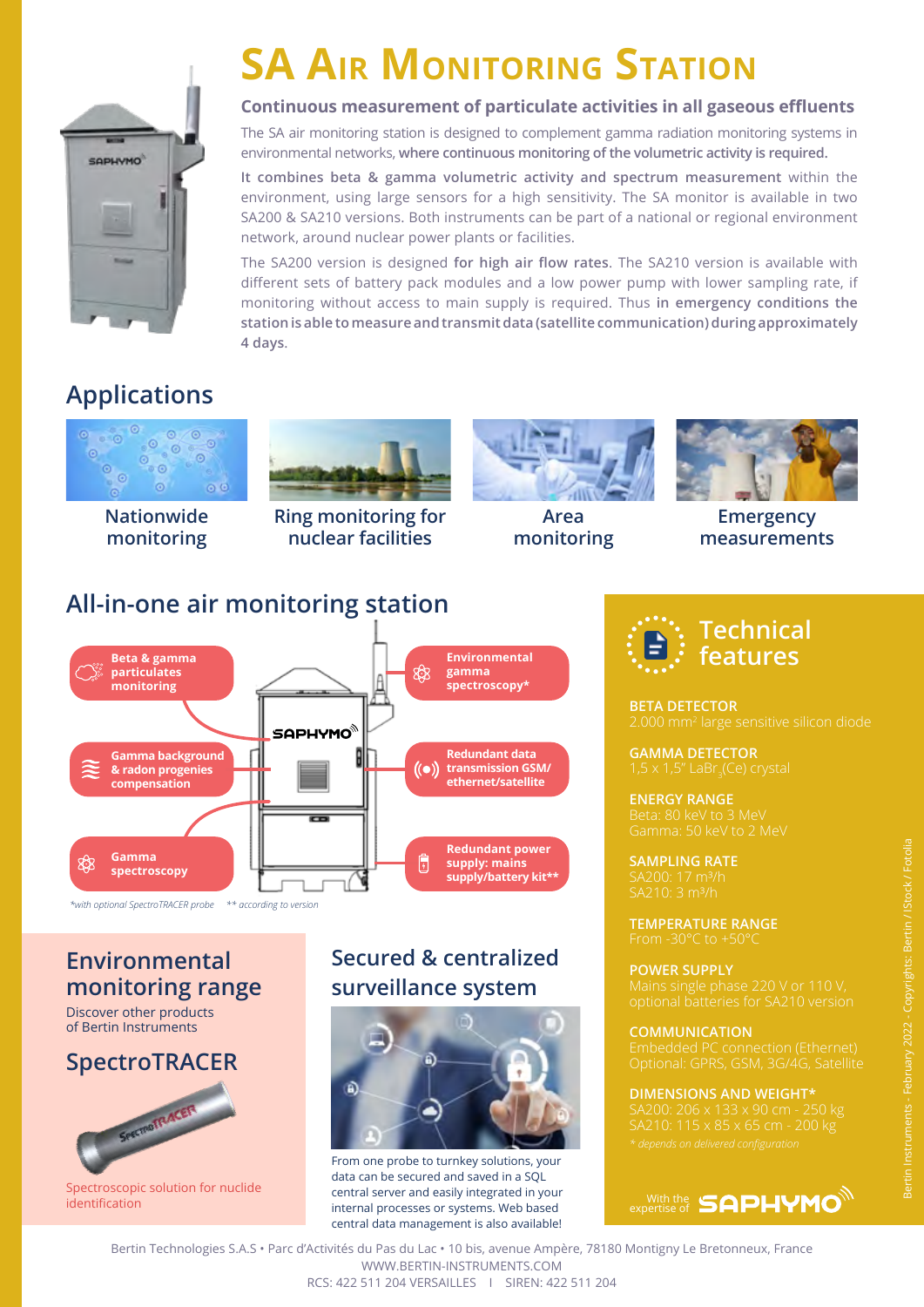# SA Air Monitoring Station

### Continuous measurement of particulate activities in all gaseous effluents

The SA air monitoring station is designed to complement gamma radiation monitoring systems in environmental networks, **where continuous monitoring of the volumetric activity is required.**

**It combines beta & gamma volumetric activity and spectrum measurement** within the environment, using large sensors for a high sensitivity. The SA monitor is available in two SA200 & SA210 versions. Both instruments can be part of a national or regional environment network, around nuclear power plants or facilities.

The SA200 version is designed **for high air flow rates**. The SA210 version is available with different sets of battery pack modules and a low power pump with lower sampling rate, if monitoring without access to main supply is required. Thus **in emergency conditions the station is able to measure and transmit data (satellite communication) during approximately** 4 days.

## Applications

- Nationwide monitoring
- Ring monitoring for nuclear facilities
- Area monitoring
- Emergency measurements

## All-in-one air monitoring station

- Beta & gamma particulates monitoring
- Gamma background & radon progenies compensation
- Gamma spectroscopy
- Environmental gamma spectroscopy*
- Redundant data transmission GSM/ ethernet/satellite
- Redundant power supply: mains supply/battery kit**

SAPHYMO

*\*with optional SpectroTRACER probe   \*\* according to version*

## Environmental monitoring range

Discover other products of Bertin Instruments

## SpectroTRACER

Spectroscopic solution for nuclide identification

## Secured & centralized surveillance system

From one probe to turnkey solutions, your data can be secured and saved in a SQL central server and easily integrated in your internal processes or systems. Web based central data management is also available!

## Technical features

**BETA DETECTOR**
2.000 mm² large sensitive silicon diode

**GAMMA DETECTOR**
1,5 x 1,5" $LaBr_3(Ce)$ crystal

**ENERGY RANGE**
Beta: 80 keV to 3 MeV
Gamma: 50 keV to 2 MeV

**SAMPLING RATE**
SA200: 17 m³/h
SA210: 3 m³/h

**TEMPERATURE RANGE**
From -30°C to +50°C

**POWER SUPPLY**
Mains single phase 220 V or 110 V, optional batteries for SA210 version

**COMMUNICATION**
Embedded PC connection (Ethernet)
Optional: GPRS, GSM, 3G/4G, Satellite

**DIMENSIONS AND WEIGHT***
SA200: 206 x 133 x 90 cm - 250 kg
SA210: 115 x 85 x 65 cm - 200 kg
*\* depends on delivered configuration*

With the expertise of SAPHYMO

Bertin Instruments - February 2022 - Copyrights: Bertin / iStock / Fotolia

Bertin Technologies S.A.S • Parc d'Activités du Pas du Lac • 10 bis, avenue Ampère, 78180 Montigny Le Bretonneux, France
WWW.BERTIN-INSTRUMENTS.COM
RCS: 422 511 204 VERSAILLES | SIREN: 422 511 204